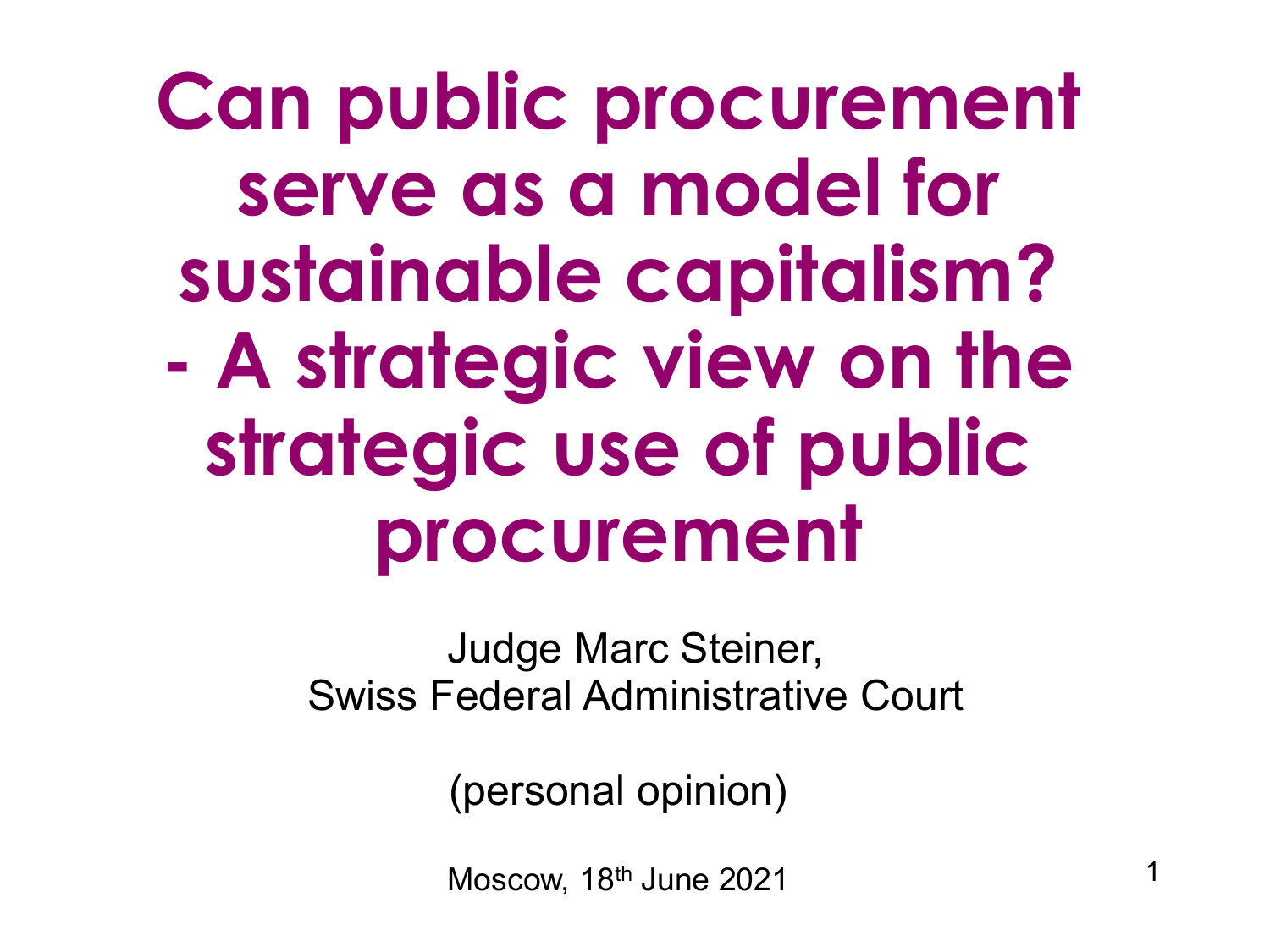# Can public procurement serve as a model for sustainable capitalism? - A strategic view on the strategic use of public procurement

Judge Marc Steiner,
Swiss Federal Administrative Court

(personal opinion)

Moscow, 18th June 2021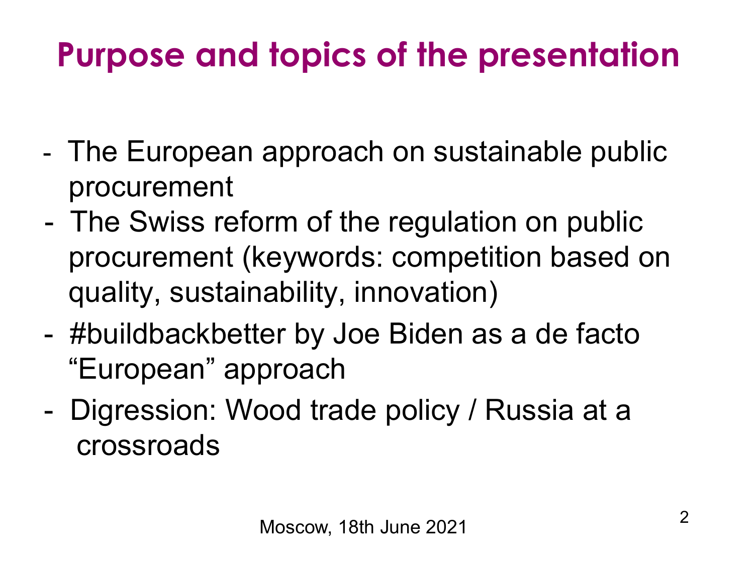# Purpose and topics of the presentation

- The European approach on sustainable public procurement
- The Swiss reform of the regulation on public procurement (keywords: competition based on quality, sustainability, innovation)
- #buildbackbetter by Joe Biden as a de facto "European" approach
- Digression: Wood trade policy / Russia at a crossroads

Moscow, 18th June 2021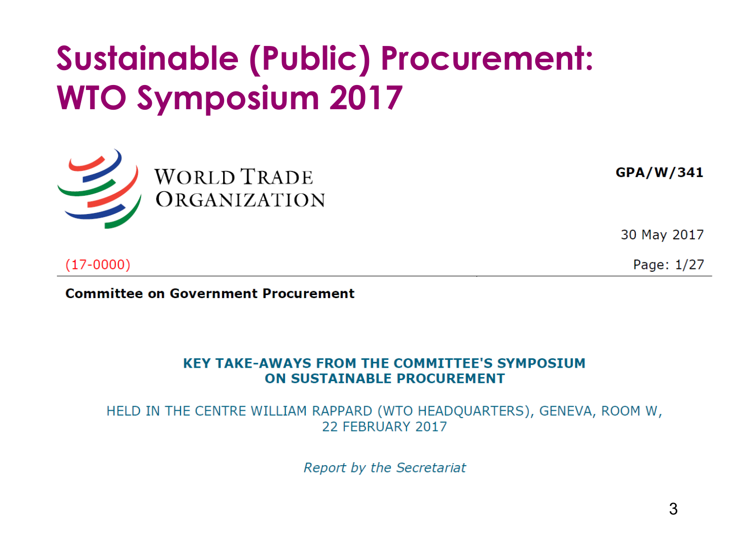# Sustainable (Public) Procurement: WTO Symposium 2017

WORLD TRADE ORGANIZATION

**GPA/W/341**

30 May 2017

(17-0000)

Page: 1/27

**Committee on Government Procurement**

**KEY TAKE-AWAYS FROM THE COMMITTEE'S SYMPOSIUM ON SUSTAINABLE PROCUREMENT**

HELD IN THE CENTRE WILLIAM RAPPARD (WTO HEADQUARTERS), GENEVA, ROOM W, 22 FEBRUARY 2017

*Report by the Secretariat*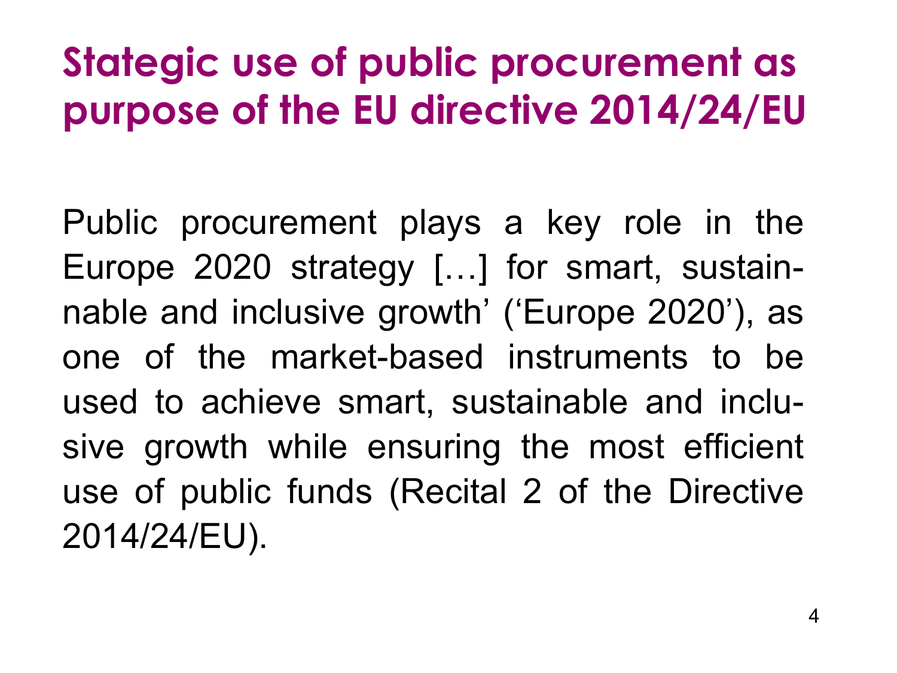# Stategic use of public procurement as purpose of the EU directive 2014/24/EU

Public procurement plays a key role in the Europe 2020 strategy […] for smart, sustainable and inclusive growth' ('Europe 2020'), as one of the market-based instruments to be used to achieve smart, sustainable and inclusive growth while ensuring the most efficient use of public funds (Recital 2 of the Directive 2014/24/EU).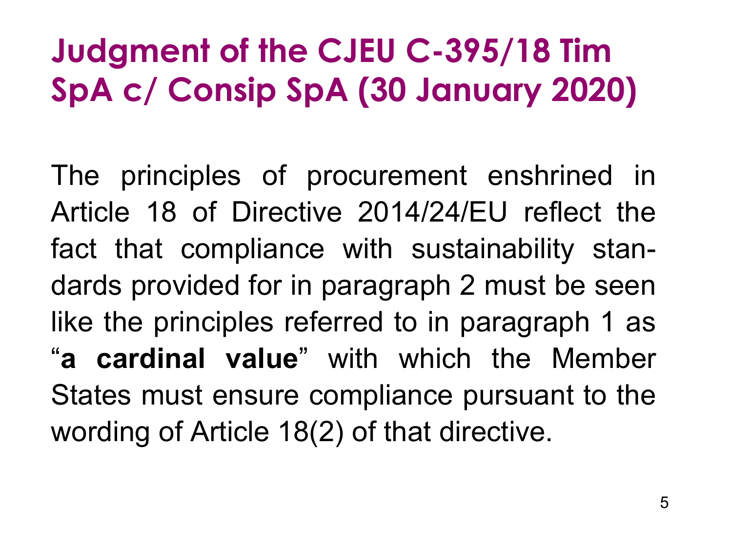# Judgment of the CJEU C-395/18 Tim SpA c/ Consip SpA (30 January 2020)

The principles of procurement enshrined in Article 18 of Directive 2014/24/EU reflect the fact that compliance with sustainability standards provided for in paragraph 2 must be seen like the principles referred to in paragraph 1 as "**a cardinal value**" with which the Member States must ensure compliance pursuant to the wording of Article 18(2) of that directive.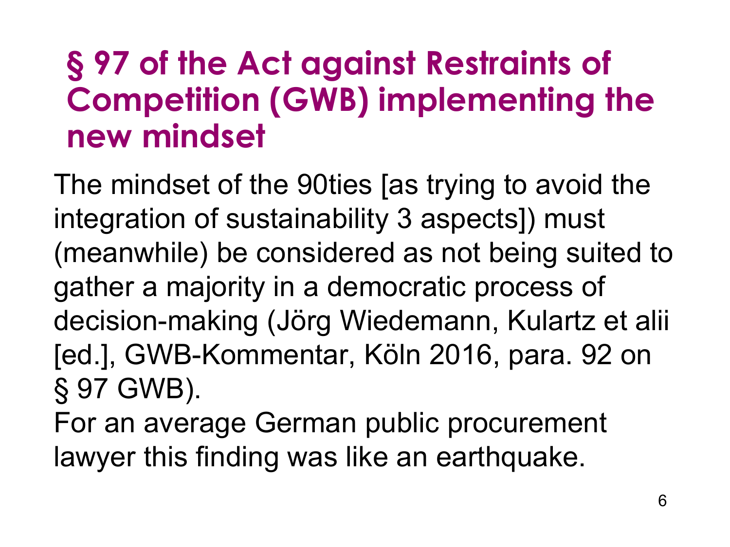# § 97 of the Act against Restraints of Competition (GWB) implementing the new mindset

The mindset of the 90ties [as trying to avoid the integration of sustainability 3 aspects]) must (meanwhile) be considered as not being suited to gather a majority in a democratic process of decision-making (Jörg Wiedemann, Kulartz et alii [ed.], GWB-Kommentar, Köln 2016, para. 92 on § 97 GWB).

For an average German public procurement lawyer this finding was like an earthquake.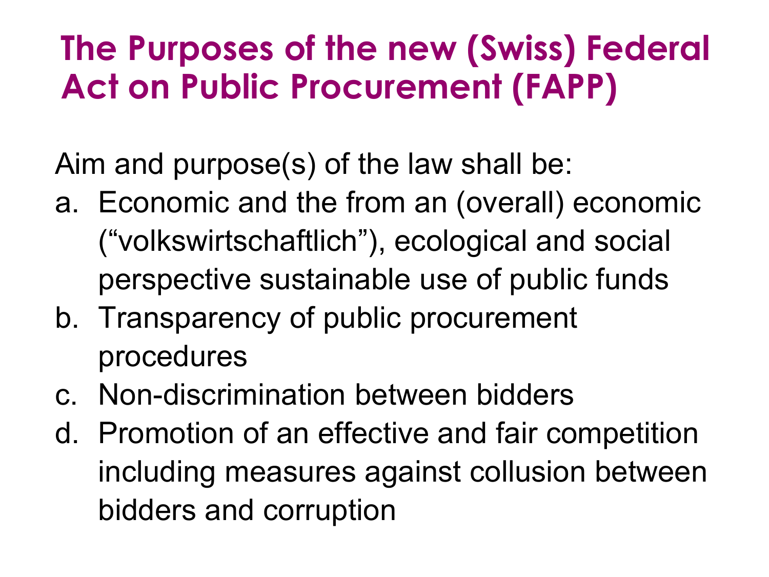# The Purposes of the new (Swiss) Federal Act on Public Procurement (FAPP)

Aim and purpose(s) of the law shall be:

a. Economic and the from an (overall) economic (“volkswirtschaftlich”), ecological and social perspective sustainable use of public funds
b. Transparency of public procurement procedures
c. Non-discrimination between bidders
d. Promotion of an effective and fair competition including measures against collusion between bidders and corruption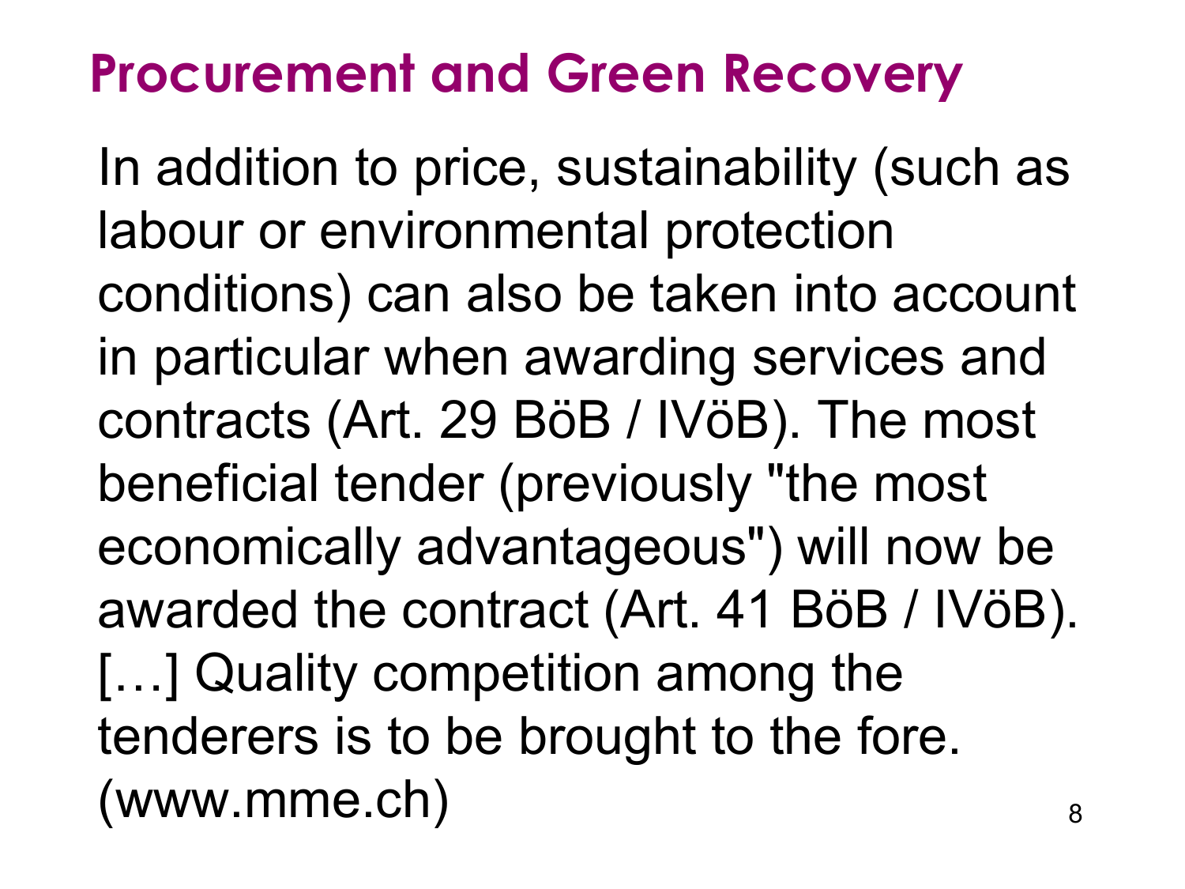# Procurement and Green Recovery

In addition to price, sustainability (such as labour or environmental protection conditions) can also be taken into account in particular when awarding services and contracts (Art. 29 BöB / IVöB). The most beneficial tender (previously "the most economically advantageous") will now be awarded the contract (Art. 41 BöB / IVöB). […] Quality competition among the tenderers is to be brought to the fore. (www.mme.ch)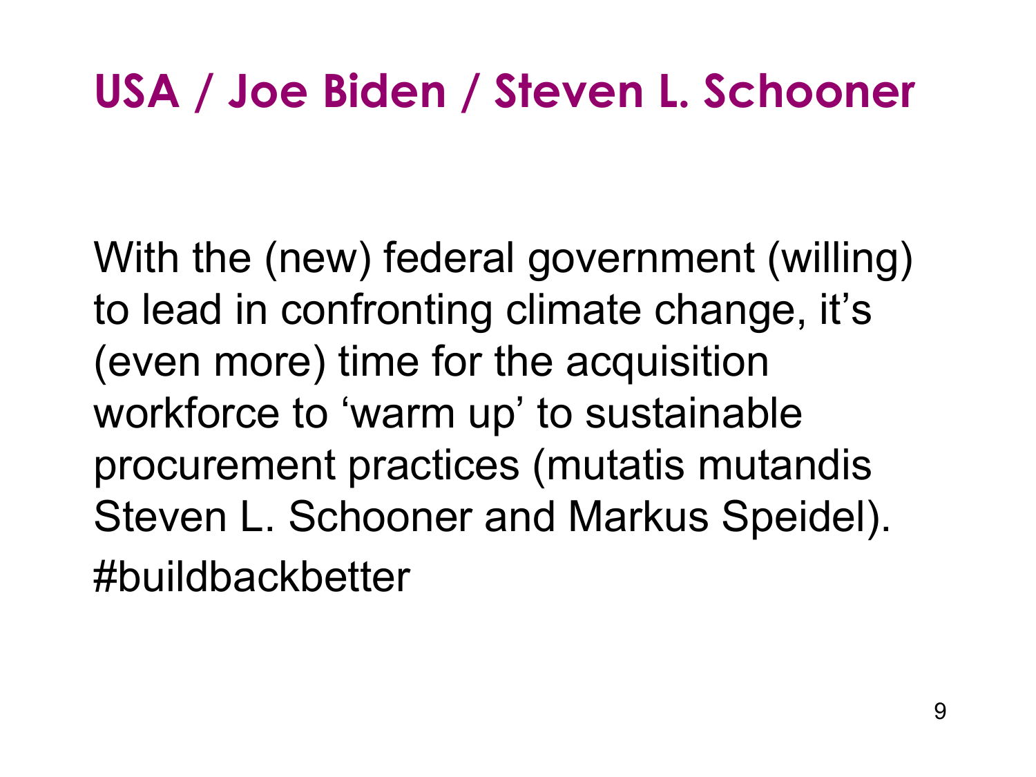# USA / Joe Biden / Steven L. Schooner

With the (new) federal government (willing) to lead in confronting climate change, it's (even more) time for the acquisition workforce to 'warm up' to sustainable procurement practices (mutatis mutandis Steven L. Schooner and Markus Speidel).

#buildbackbetter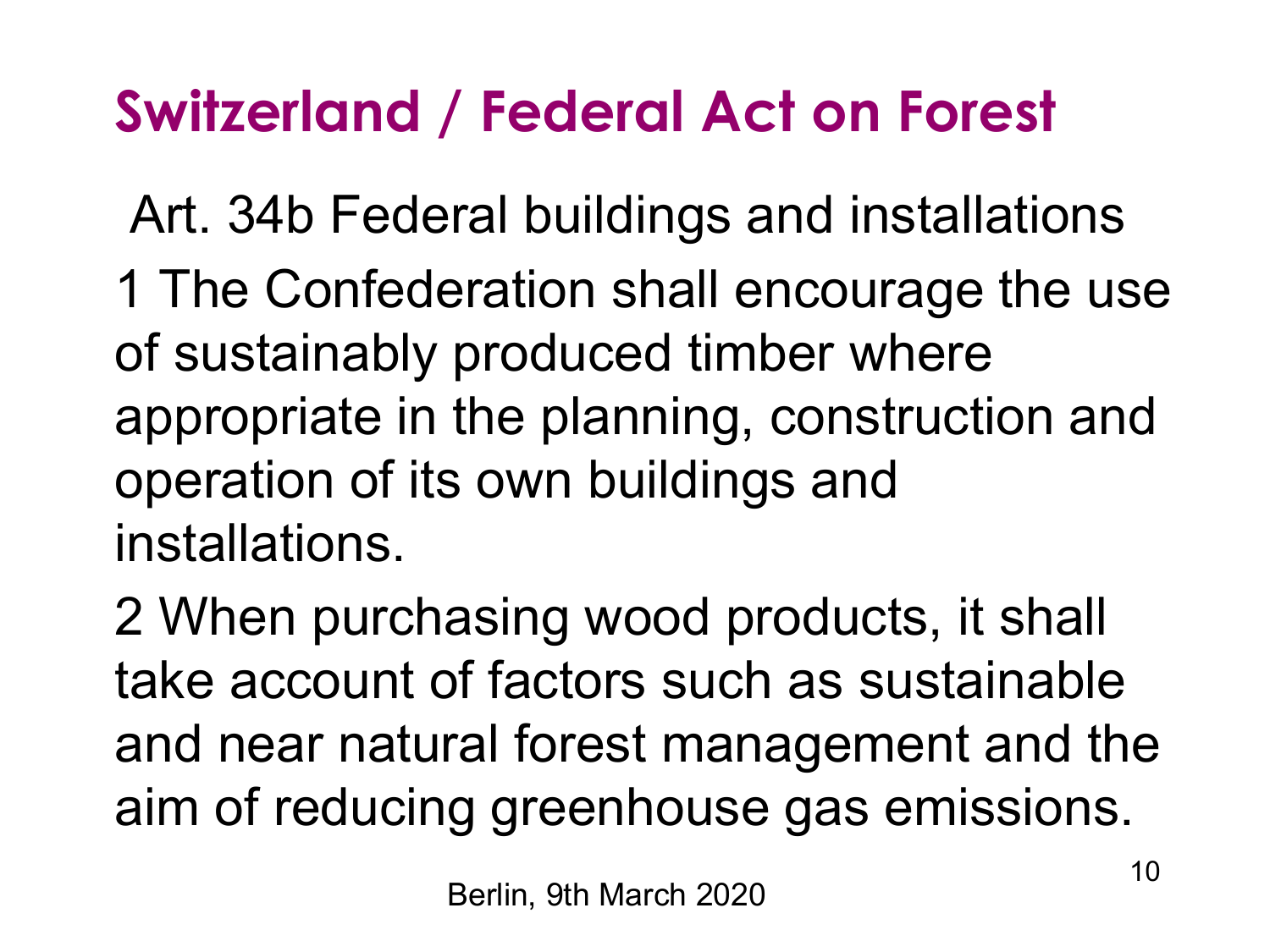# Switzerland / Federal Act on Forest

Art. 34b Federal buildings and installations

1 The Confederation shall encourage the use of sustainably produced timber where appropriate in the planning, construction and operation of its own buildings and installations.

2 When purchasing wood products, it shall take account of factors such as sustainable and near natural forest management and the aim of reducing greenhouse gas emissions.

Berlin, 9th March 2020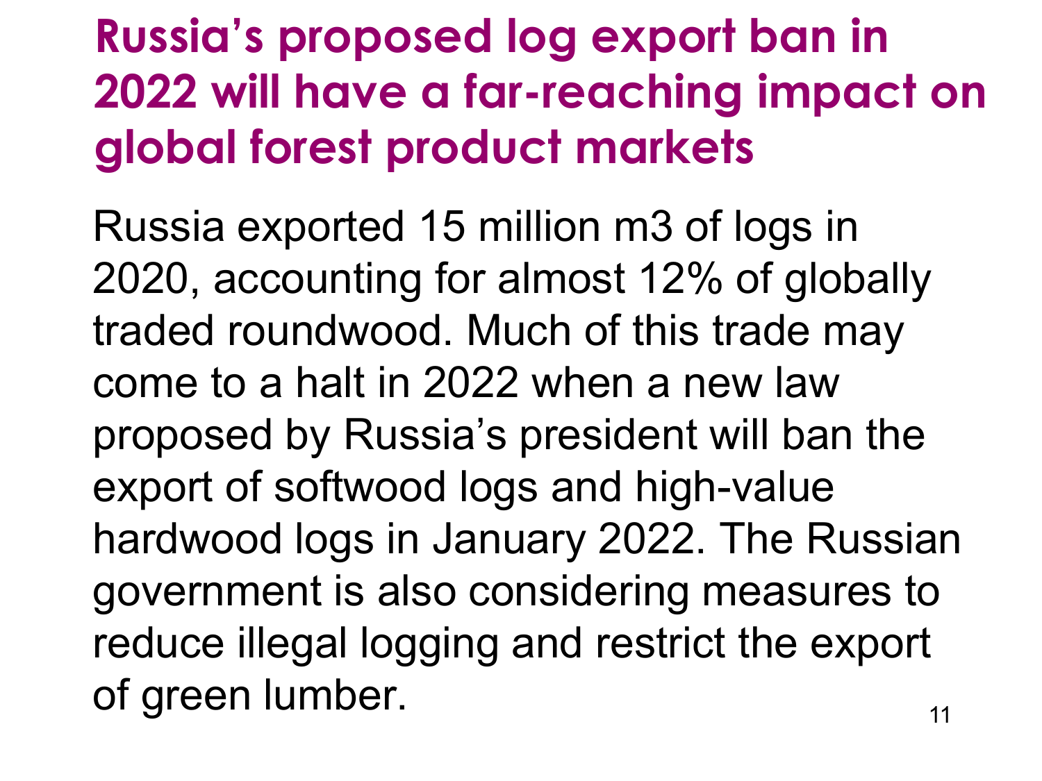# Russia's proposed log export ban in 2022 will have a far-reaching impact on global forest product markets

Russia exported 15 million m3 of logs in 2020, accounting for almost 12% of globally traded roundwood. Much of this trade may come to a halt in 2022 when a new law proposed by Russia's president will ban the export of softwood logs and high-value hardwood logs in January 2022. The Russian government is also considering measures to reduce illegal logging and restrict the export of green lumber.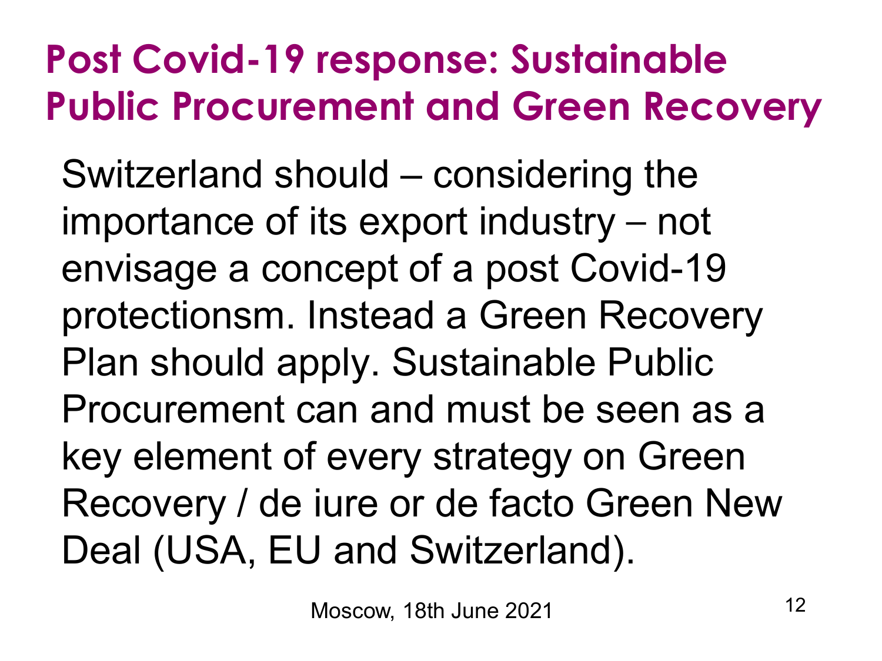# Post Covid-19 response: Sustainable Public Procurement and Green Recovery

Switzerland should – considering the importance of its export industry – not envisage a concept of a post Covid-19 protectionsm. Instead a Green Recovery Plan should apply. Sustainable Public Procurement can and must be seen as a key element of every strategy on Green Recovery / de iure or de facto Green New Deal (USA, EU and Switzerland).

Moscow, 18th June 2021